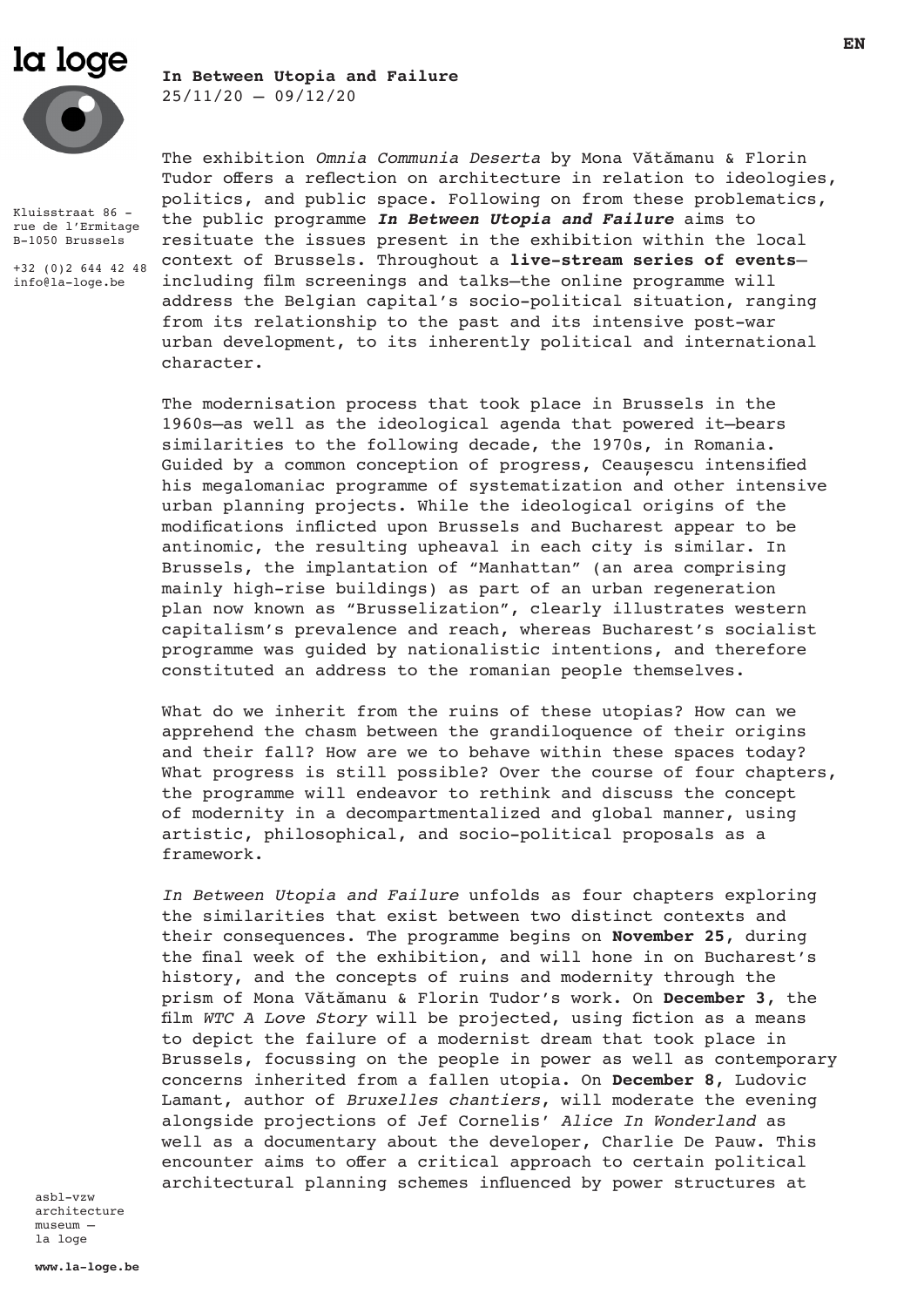la loge

Kluisstraat 86 – rue de l'Ermitage B–1050 Brussels

+32 (0)2 644 42 48 info@la-loge.be

**In Between Utopia and Failure**
25/11/20 — 09/12/20

The exhibition *Omnia Communia Deserta* by Mona Vătămanu & Florin Tudor offers a reflection on architecture in relation to ideologies, politics, and public space. Following on from these problematics, the public programme ***In Between Utopia and Failure*** aims to resituate the issues present in the exhibition within the local context of Brussels. Throughout a **live-stream series of events**—including film screenings and talks—the online programme will address the Belgian capital's socio-political situation, ranging from its relationship to the past and its intensive post-war urban development, to its inherently political and international character.

The modernisation process that took place in Brussels in the 1960s—as well as the ideological agenda that powered it—bears similarities to the following decade, the 1970s, in Romania. Guided by a common conception of progress, Ceaușescu intensified his megalomaniac programme of systematization and other intensive urban planning projects. While the ideological origins of the modifications inflicted upon Brussels and Bucharest appear to be antinomic, the resulting upheaval in each city is similar. In Brussels, the implantation of "Manhattan" (an area comprising mainly high-rise buildings) as part of an urban regeneration plan now known as "Brusselization", clearly illustrates western capitalism's prevalence and reach, whereas Bucharest's socialist programme was guided by nationalistic intentions, and therefore constituted an address to the romanian people themselves.

What do we inherit from the ruins of these utopias? How can we apprehend the chasm between the grandiloquence of their origins and their fall? How are we to behave within these spaces today? What progress is still possible? Over the course of four chapters, the programme will endeavor to rethink and discuss the concept of modernity in a decompartmentalized and global manner, using artistic, philosophical, and socio-political proposals as a framework.

*In Between Utopia and Failure* unfolds as four chapters exploring the similarities that exist between two distinct contexts and their consequences. The programme begins on **November 25**, during the final week of the exhibition, and will hone in on Bucharest's history, and the concepts of ruins and modernity through the prism of Mona Vătămanu & Florin Tudor's work. On **December 3**, the film *WTC A Love Story* will be projected, using fiction as a means to depict the failure of a modernist dream that took place in Brussels, focussing on the people in power as well as contemporary concerns inherited from a fallen utopia. On **December 8**, Ludovic Lamant, author of *Bruxelles chantiers*, will moderate the evening alongside projections of Jef Cornelis' *Alice In Wonderland* as well as a documentary about the developer, Charlie De Pauw. This encounter aims to offer a critical approach to certain political architectural planning schemes influenced by power structures at

asbl–vzw architecture museum — la loge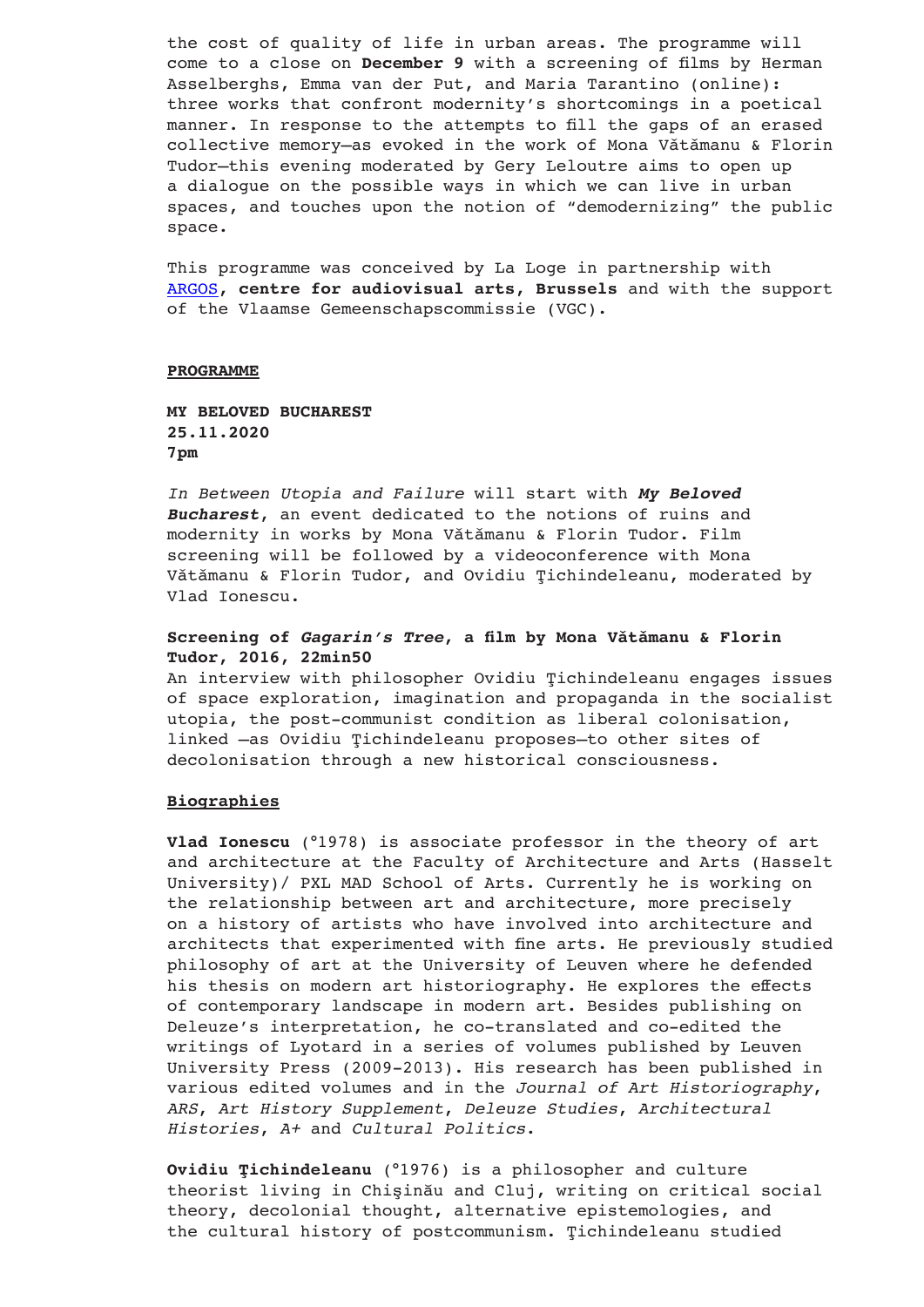the cost of quality of life in urban areas. The programme will come to a close on **December 9** with a screening of films by Herman Asselberghs, Emma van der Put, and Maria Tarantino (online): three works that confront modernity's shortcomings in a poetical manner. In response to the attempts to fill the gaps of an erased collective memory—as evoked in the work of Mona Vătămanu & Florin Tudor—this evening moderated by Gery Leloutre aims to open up a dialogue on the possible ways in which we can live in urban spaces, and touches upon the notion of "demodernizing" the public space.

This programme was conceived by La Loge in partnership with ARGOS, **centre for audiovisual arts, Brussels** and with the support of the Vlaamse Gemeenschapscommissie (VGC).

## PROGRAMME

**MY BELOVED BUCHAREST**
**25.11.2020**
**7pm**

*In Between Utopia and Failure* will start with ***My Beloved Bucharest***, an event dedicated to the notions of ruins and modernity in works by Mona Vătămanu & Florin Tudor. Film screening will be followed by a videoconference with Mona Vătămanu & Florin Tudor, and Ovidiu Ţichindeleanu, moderated by Vlad Ionescu.

**Screening of *Gagarin's Tree*, a film by Mona Vătămanu & Florin Tudor, 2016, 22min50**
An interview with philosopher Ovidiu Ţichindeleanu engages issues of space exploration, imagination and propaganda in the socialist utopia, the post-communist condition as liberal colonisation, linked —as Ovidiu Ţichindeleanu proposes—to other sites of decolonisation through a new historical consciousness.

## Biographies

**Vlad Ionescu** (°1978) is associate professor in the theory of art and architecture at the Faculty of Architecture and Arts (Hasselt University)/ PXL MAD School of Arts. Currently he is working on the relationship between art and architecture, more precisely on a history of artists who have involved into architecture and architects that experimented with fine arts. He previously studied philosophy of art at the University of Leuven where he defended his thesis on modern art historiography. He explores the effects of contemporary landscape in modern art. Besides publishing on Deleuze's interpretation, he co-translated and co-edited the writings of Lyotard in a series of volumes published by Leuven University Press (2009-2013). His research has been published in various edited volumes and in the *Journal of Art Historiography*, *ARS*, *Art History Supplement*, *Deleuze Studies*, *Architectural Histories*, *A+* and *Cultural Politics*.

**Ovidiu Ţichindeleanu** (°1976) is a philosopher and culture theorist living in Chişinău and Cluj, writing on critical social theory, decolonial thought, alternative epistemologies, and the cultural history of postcommunism. Ţichindeleanu studied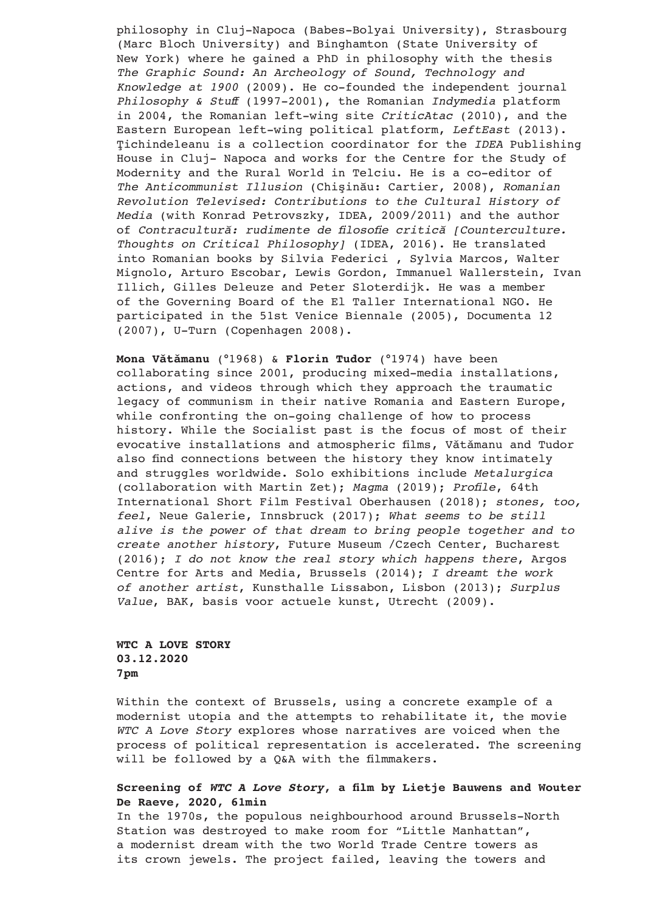philosophy in Cluj-Napoca (Babes-Bolyai University), Strasbourg (Marc Bloch University) and Binghamton (State University of New York) where he gained a PhD in philosophy with the thesis *The Graphic Sound: An Archeology of Sound, Technology and Knowledge at 1900* (2009). He co-founded the independent journal *Philosophy & Stuff* (1997-2001), the Romanian *Indymedia* platform in 2004, the Romanian left-wing site *CriticAtac* (2010), and the Eastern European left-wing political platform, *LeftEast* (2013). Ţichindeleanu is a collection coordinator for the *IDEA* Publishing House in Cluj- Napoca and works for the Centre for the Study of Modernity and the Rural World in Telciu. He is a co-editor of *The Anticommunist Illusion* (Chişinău: Cartier, 2008), *Romanian Revolution Televised: Contributions to the Cultural History of Media* (with Konrad Petrovszky, IDEA, 2009/2011) and the author of *Contracultură: rudimente de filosofie critică [Counterculture. Thoughts on Critical Philosophy]* (IDEA, 2016). He translated into Romanian books by Silvia Federici , Sylvia Marcos, Walter Mignolo, Arturo Escobar, Lewis Gordon, Immanuel Wallerstein, Ivan Illich, Gilles Deleuze and Peter Sloterdijk. He was a member of the Governing Board of the El Taller International NGO. He participated in the 51st Venice Biennale (2005), Documenta 12 (2007), U-Turn (Copenhagen 2008).

**Mona Vătămanu** (°1968) & **Florin Tudor** (°1974) have been collaborating since 2001, producing mixed-media installations, actions, and videos through which they approach the traumatic legacy of communism in their native Romania and Eastern Europe, while confronting the on-going challenge of how to process history. While the Socialist past is the focus of most of their evocative installations and atmospheric films, Vătămanu and Tudor also find connections between the history they know intimately and struggles worldwide. Solo exhibitions include *Metalurgica* (collaboration with Martin Zet); *Magma* (2019); *Profile*, 64th International Short Film Festival Oberhausen (2018); *stones, too, feel*, Neue Galerie, Innsbruck (2017); *What seems to be still alive is the power of that dream to bring people together and to create another history*, Future Museum /Czech Center, Bucharest (2016); *I do not know the real story which happens there*, Argos Centre for Arts and Media, Brussels (2014); *I dreamt the work of another artist*, Kunsthalle Lissabon, Lisbon (2013); *Surplus Value*, BAK, basis voor actuele kunst, Utrecht (2009).

**WTC A LOVE STORY**
**03.12.2020**
**7pm**

Within the context of Brussels, using a concrete example of a modernist utopia and the attempts to rehabilitate it, the movie *WTC A Love Story* explores whose narratives are voiced when the process of political representation is accelerated. The screening will be followed by a Q&A with the filmmakers.

**Screening of *WTC A Love Story*, a film by Lietje Bauwens and Wouter De Raeve, 2020, 61min**
In the 1970s, the populous neighbourhood around Brussels-North Station was destroyed to make room for "Little Manhattan", a modernist dream with the two World Trade Centre towers as its crown jewels. The project failed, leaving the towers and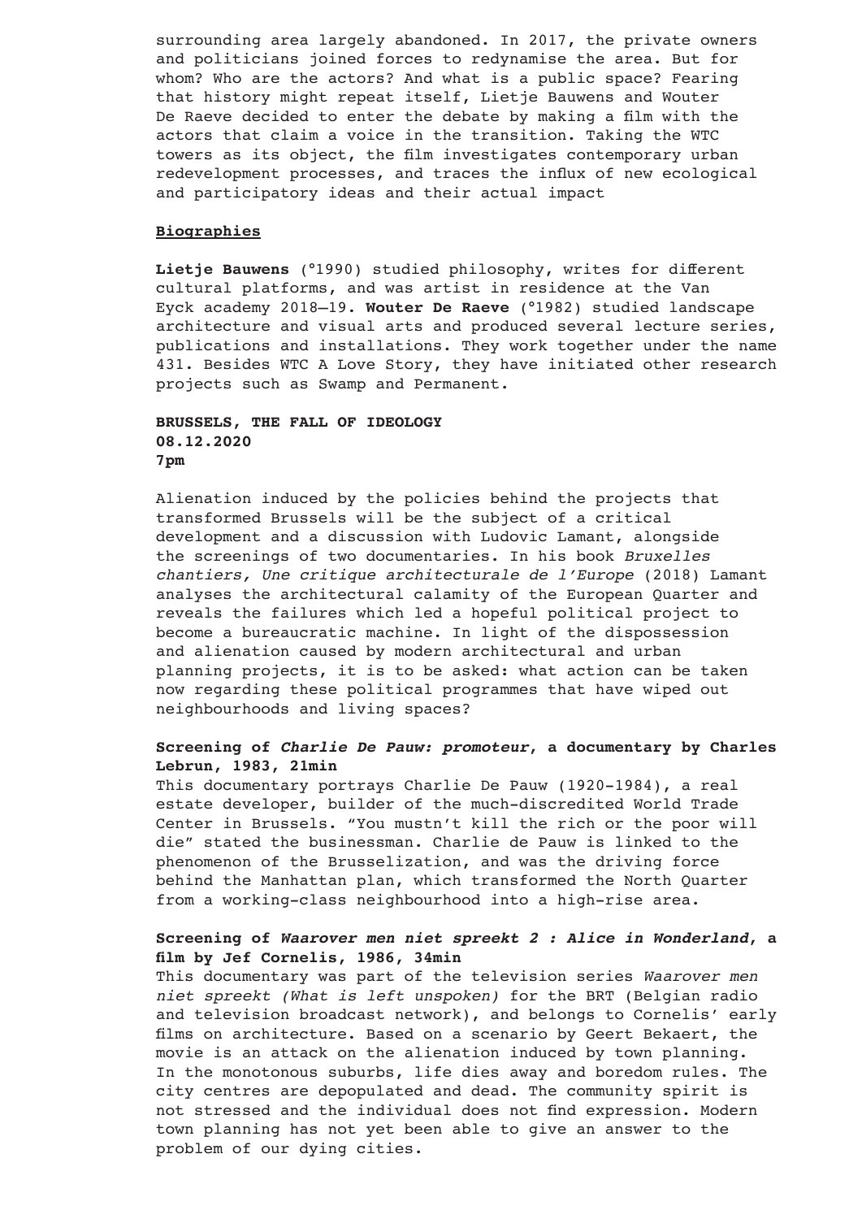surrounding area largely abandoned. In 2017, the private owners and politicians joined forces to redynamise the area. But for whom? Who are the actors? And what is a public space? Fearing that history might repeat itself, Lietje Bauwens and Wouter De Raeve decided to enter the debate by making a film with the actors that claim a voice in the transition. Taking the WTC towers as its object, the film investigates contemporary urban redevelopment processes, and traces the influx of new ecological and participatory ideas and their actual impact

**Biographies**

**Lietje Bauwens** (°1990) studied philosophy, writes for different cultural platforms, and was artist in residence at the Van Eyck academy 2018–19. **Wouter De Raeve** (°1982) studied landscape architecture and visual arts and produced several lecture series, publications and installations. They work together under the name 431. Besides WTC A Love Story, they have initiated other research projects such as Swamp and Permanent.

**BRUSSELS, THE FALL OF IDEOLOGY**
**08.12.2020**
**7pm**

Alienation induced by the policies behind the projects that transformed Brussels will be the subject of a critical development and a discussion with Ludovic Lamant, alongside the screenings of two documentaries. In his book *Bruxelles chantiers, Une critique architecturale de l'Europe* (2018) Lamant analyses the architectural calamity of the European Quarter and reveals the failures which led a hopeful political project to become a bureaucratic machine. In light of the dispossession and alienation caused by modern architectural and urban planning projects, it is to be asked: what action can be taken now regarding these political programmes that have wiped out neighbourhoods and living spaces?

**Screening of *Charlie De Pauw: promoteur*, a documentary by Charles Lebrun, 1983, 21min**
This documentary portrays Charlie De Pauw (1920-1984), a real estate developer, builder of the much-discredited World Trade Center in Brussels. "You mustn't kill the rich or the poor will die" stated the businessman. Charlie de Pauw is linked to the phenomenon of the Brusselization, and was the driving force behind the Manhattan plan, which transformed the North Quarter from a working-class neighbourhood into a high-rise area.

**Screening of *Waarover men niet spreekt 2 : Alice in Wonderland*, a film by Jef Cornelis, 1986, 34min**
This documentary was part of the television series *Waarover men niet spreekt (What is left unspoken)* for the BRT (Belgian radio and television broadcast network), and belongs to Cornelis' early films on architecture. Based on a scenario by Geert Bekaert, the movie is an attack on the alienation induced by town planning. In the monotonous suburbs, life dies away and boredom rules. The city centres are depopulated and dead. The community spirit is not stressed and the individual does not find expression. Modern town planning has not yet been able to give an answer to the problem of our dying cities.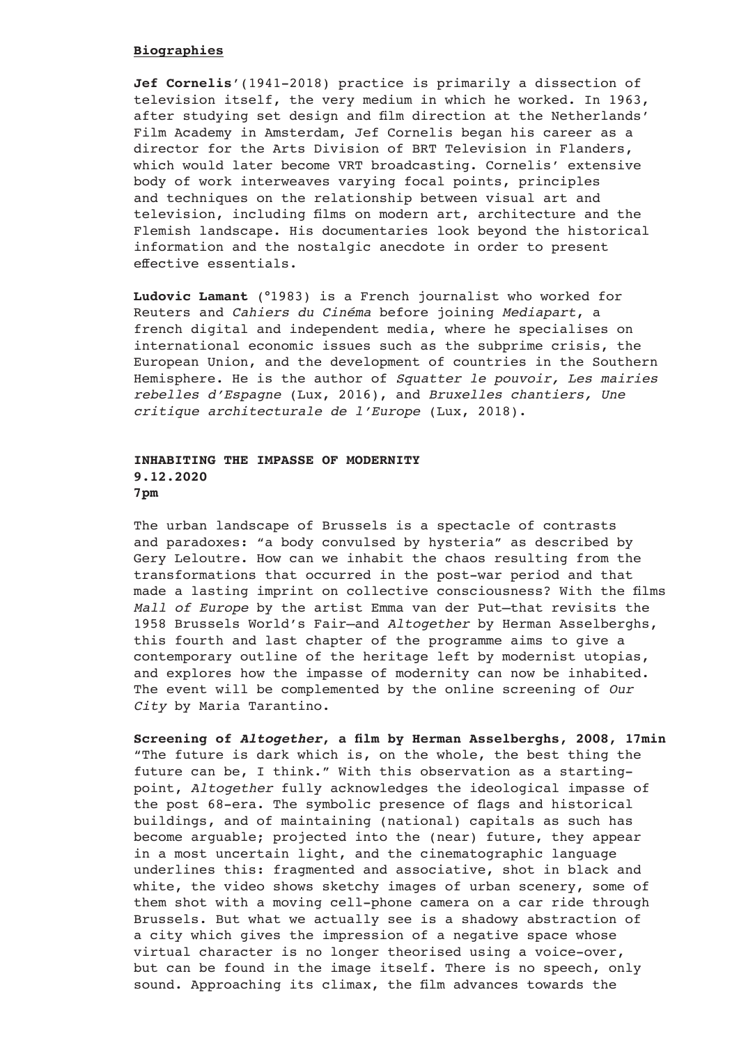**Biographies**

**Jef Cornelis**'(1941-2018) practice is primarily a dissection of television itself, the very medium in which he worked. In 1963, after studying set design and film direction at the Netherlands' Film Academy in Amsterdam, Jef Cornelis began his career as a director for the Arts Division of BRT Television in Flanders, which would later become VRT broadcasting. Cornelis' extensive body of work interweaves varying focal points, principles and techniques on the relationship between visual art and television, including films on modern art, architecture and the Flemish landscape. His documentaries look beyond the historical information and the nostalgic anecdote in order to present effective essentials.

**Ludovic Lamant** (°1983) is a French journalist who worked for Reuters and *Cahiers du Cinéma* before joining *Mediapart*, a french digital and independent media, where he specialises on international economic issues such as the subprime crisis, the European Union, and the development of countries in the Southern Hemisphere. He is the author of *Squatter le pouvoir, Les mairies rebelles d'Espagne* (Lux, 2016), and *Bruxelles chantiers, Une critique architecturale de l'Europe* (Lux, 2018).

**INHABITING THE IMPASSE OF MODERNITY**
**9.12.2020**
**7pm**

The urban landscape of Brussels is a spectacle of contrasts and paradoxes: "a body convulsed by hysteria" as described by Gery Leloutre. How can we inhabit the chaos resulting from the transformations that occurred in the post-war period and that made a lasting imprint on collective consciousness? With the films *Mall of Europe* by the artist Emma van der Put—that revisits the 1958 Brussels World's Fair—and *Altogether* by Herman Asselberghs, this fourth and last chapter of the programme aims to give a contemporary outline of the heritage left by modernist utopias, and explores how the impasse of modernity can now be inhabited. The event will be complemented by the online screening of *Our City* by Maria Tarantino.

**Screening of *Altogether*, a film by Herman Asselberghs, 2008, 17min**
"The future is dark which is, on the whole, the best thing the future can be, I think." With this observation as a starting-point, *Altogether* fully acknowledges the ideological impasse of the post 68-era. The symbolic presence of flags and historical buildings, and of maintaining (national) capitals as such has become arguable; projected into the (near) future, they appear in a most uncertain light, and the cinematographic language underlines this: fragmented and associative, shot in black and white, the video shows sketchy images of urban scenery, some of them shot with a moving cell-phone camera on a car ride through Brussels. But what we actually see is a shadowy abstraction of a city which gives the impression of a negative space whose virtual character is no longer theorised using a voice-over, but can be found in the image itself. There is no speech, only sound. Approaching its climax, the film advances towards the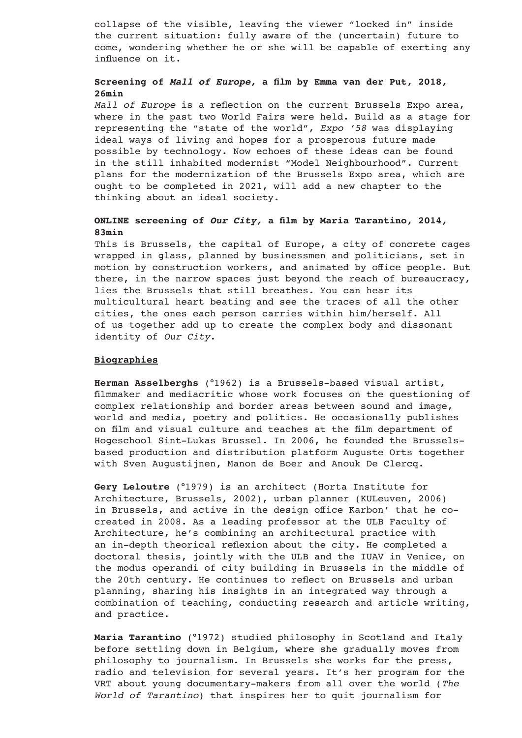collapse of the visible, leaving the viewer "locked in" inside the current situation: fully aware of the (uncertain) future to come, wondering whether he or she will be capable of exerting any influence on it.

**Screening of *Mall of Europe*, a film by Emma van der Put, 2018, 26min**

*Mall of Europe* is a reflection on the current Brussels Expo area, where in the past two World Fairs were held. Build as a stage for representing the "state of the world", *Expo '58* was displaying ideal ways of living and hopes for a prosperous future made possible by technology. Now echoes of these ideas can be found in the still inhabited modernist "Model Neighbourhood". Current plans for the modernization of the Brussels Expo area, which are ought to be completed in 2021, will add a new chapter to the thinking about an ideal society.

**ONLINE screening of *Our City,* a film by Maria Tarantino, 2014, 83min**

This is Brussels, the capital of Europe, a city of concrete cages wrapped in glass, planned by businessmen and politicians, set in motion by construction workers, and animated by office people. But there, in the narrow spaces just beyond the reach of bureaucracy, lies the Brussels that still breathes. You can hear its multicultural heart beating and see the traces of all the other cities, the ones each person carries within him/herself. All of us together add up to create the complex body and dissonant identity of *Our City*.

**Biographies**

**Herman Asselberghs** (°1962) is a Brussels-based visual artist, filmmaker and mediacritic whose work focuses on the questioning of complex relationship and border areas between sound and image, world and media, poetry and politics. He occasionally publishes on film and visual culture and teaches at the film department of Hogeschool Sint-Lukas Brussel. In 2006, he founded the Brussels-based production and distribution platform Auguste Orts together with Sven Augustijnen, Manon de Boer and Anouk De Clercq.

**Gery Leloutre** (°1979) is an architect (Horta Institute for Architecture, Brussels, 2002), urban planner (KULeuven, 2006) in Brussels, and active in the design office Karbon' that he co-created in 2008. As a leading professor at the ULB Faculty of Architecture, he's combining an architectural practice with an in-depth theorical reflexion about the city. He completed a doctoral thesis, jointly with the ULB and the IUAV in Venice, on the modus operandi of city building in Brussels in the middle of the 20th century. He continues to reflect on Brussels and urban planning, sharing his insights in an integrated way through a combination of teaching, conducting research and article writing, and practice.

**Maria Tarantino** (°1972) studied philosophy in Scotland and Italy before settling down in Belgium, where she gradually moves from philosophy to journalism. In Brussels she works for the press, radio and television for several years. It's her program for the VRT about young documentary-makers from all over the world (*The World of Tarantino*) that inspires her to quit journalism for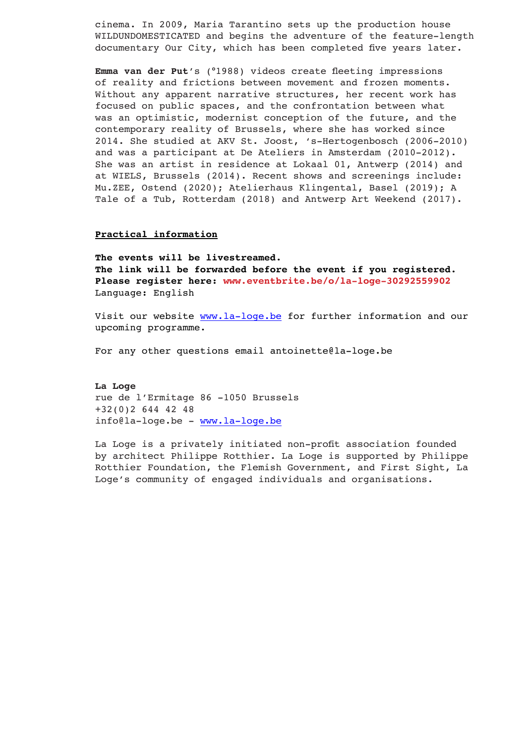cinema. In 2009, Maria Tarantino sets up the production house WILDUNDOMESTICATED and begins the adventure of the feature-length documentary Our City, which has been completed five years later.

**Emma van der Put**'s (°1988) videos create fleeting impressions of reality and frictions between movement and frozen moments. Without any apparent narrative structures, her recent work has focused on public spaces, and the confrontation between what was an optimistic, modernist conception of the future, and the contemporary reality of Brussels, where she has worked since 2014. She studied at AKV St. Joost, 's-Hertogenbosch (2006-2010) and was a participant at De Ateliers in Amsterdam (2010-2012). She was an artist in residence at Lokaal 01, Antwerp (2014) and at WIELS, Brussels (2014). Recent shows and screenings include: Mu.ZEE, Ostend (2020); Atelierhaus Klingental, Basel (2019); A Tale of a Tub, Rotterdam (2018) and Antwerp Art Weekend (2017).

## Practical information

**The events will be livestreamed.**
**The link will be forwarded before the event if you registered.**
**Please register here: www.eventbrite.be/o/la-loge-30292559902**
Language: English

Visit our website www.la-loge.be for further information and our upcoming programme.

For any other questions email antoinette@la-loge.be

**La Loge**
rue de l'Ermitage 86 -1050 Brussels
+32(0)2 644 42 48
info@la-loge.be - www.la-loge.be

La Loge is a privately initiated non-profit association founded by architect Philippe Rotthier. La Loge is supported by Philippe Rotthier Foundation, the Flemish Government, and First Sight, La Loge's community of engaged individuals and organisations.